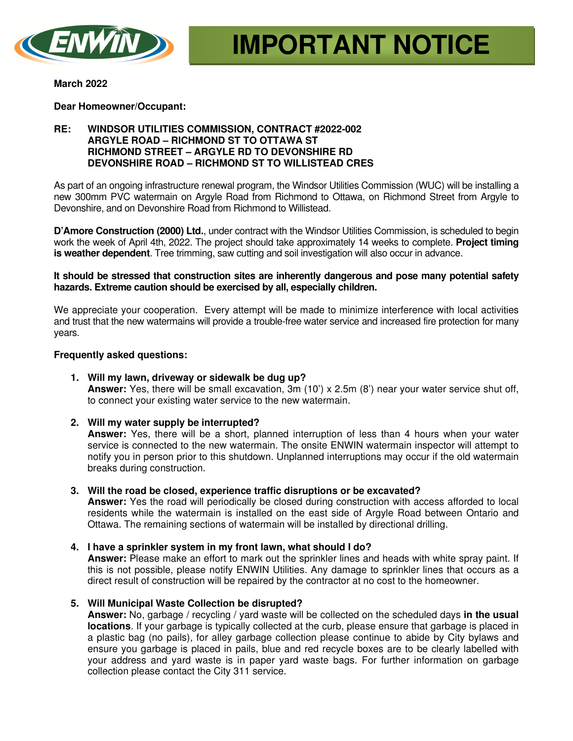# IMPORTANT NOTICE

**March 2022**

**Dear Homeowner/Occupant:**

**RE: WINDSOR UTILITIES COMMISSION, CONTRACT #2022-002**
**ARGYLE ROAD – RICHMOND ST TO OTTAWA ST**
**RICHMOND STREET – ARGYLE RD TO DEVONSHIRE RD**
**DEVONSHIRE ROAD – RICHMOND ST TO WILLISTEAD CRES**

As part of an ongoing infrastructure renewal program, the Windsor Utilities Commission (WUC) will be installing a new 300mm PVC watermain on Argyle Road from Richmond to Ottawa, on Richmond Street from Argyle to Devonshire, and on Devonshire Road from Richmond to Willistead.

**D'Amore Construction (2000) Ltd.**, under contract with the Windsor Utilities Commission, is scheduled to begin work the week of April 4th, 2022. The project should take approximately 14 weeks to complete. **Project timing is weather dependent**. Tree trimming, saw cutting and soil investigation will also occur in advance.

**It should be stressed that construction sites are inherently dangerous and pose many potential safety hazards. Extreme caution should be exercised by all, especially children.**

We appreciate your cooperation. Every attempt will be made to minimize interference with local activities and trust that the new watermains will provide a trouble-free water service and increased fire protection for many years.

**Frequently asked questions:**

1. **Will my lawn, driveway or sidewalk be dug up?**
   **Answer:** Yes, there will be small excavation, 3m (10') x 2.5m (8') near your water service shut off, to connect your existing water service to the new watermain.

2. **Will my water supply be interrupted?**
   **Answer:** Yes, there will be a short, planned interruption of less than 4 hours when your water service is connected to the new watermain. The onsite ENWIN watermain inspector will attempt to notify you in person prior to this shutdown. Unplanned interruptions may occur if the old watermain breaks during construction.

3. **Will the road be closed, experience traffic disruptions or be excavated?**
   **Answer:** Yes the road will periodically be closed during construction with access afforded to local residents while the watermain is installed on the east side of Argyle Road between Ontario and Ottawa. The remaining sections of watermain will be installed by directional drilling.

4. **I have a sprinkler system in my front lawn, what should I do?**
   **Answer:** Please make an effort to mark out the sprinkler lines and heads with white spray paint. If this is not possible, please notify ENWIN Utilities. Any damage to sprinkler lines that occurs as a direct result of construction will be repaired by the contractor at no cost to the homeowner.

5. **Will Municipal Waste Collection be disrupted?**
   **Answer:** No, garbage / recycling / yard waste will be collected on the scheduled days **in the usual locations**. If your garbage is typically collected at the curb, please ensure that garbage is placed in a plastic bag (no pails), for alley garbage collection please continue to abide by City bylaws and ensure you garbage is placed in pails, blue and red recycle boxes are to be clearly labelled with your address and yard waste is in paper yard waste bags. For further information on garbage collection please contact the City 311 service.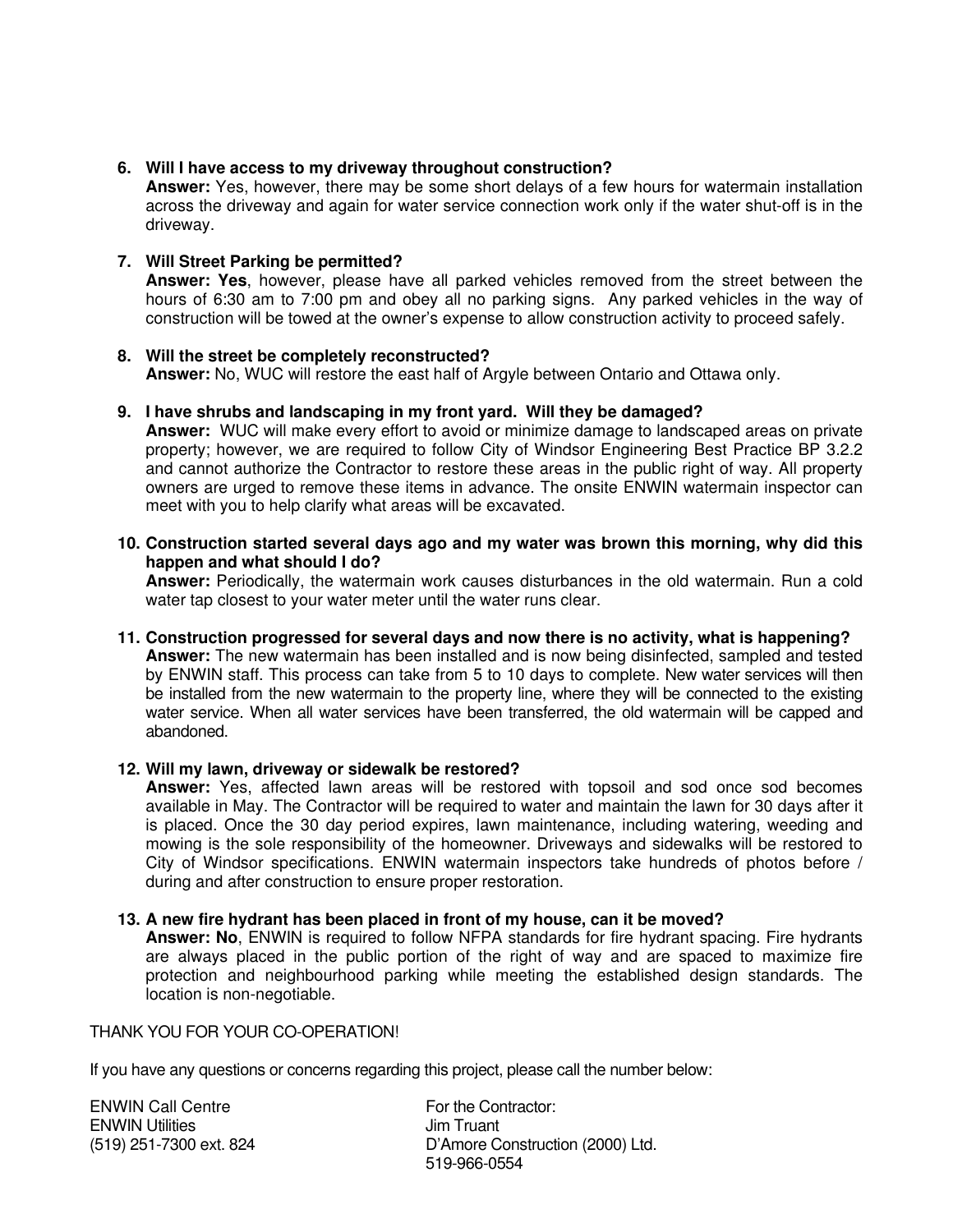6. **Will I have access to my driveway throughout construction?**
   **Answer:** Yes, however, there may be some short delays of a few hours for watermain installation across the driveway and again for water service connection work only if the water shut-off is in the driveway.

7. **Will Street Parking be permitted?**
   **Answer: Yes**, however, please have all parked vehicles removed from the street between the hours of 6:30 am to 7:00 pm and obey all no parking signs. Any parked vehicles in the way of construction will be towed at the owner's expense to allow construction activity to proceed safely.

8. **Will the street be completely reconstructed?**
   **Answer:** No, WUC will restore the east half of Argyle between Ontario and Ottawa only.

9. **I have shrubs and landscaping in my front yard. Will they be damaged?**
   **Answer:** WUC will make every effort to avoid or minimize damage to landscaped areas on private property; however, we are required to follow City of Windsor Engineering Best Practice BP 3.2.2 and cannot authorize the Contractor to restore these areas in the public right of way. All property owners are urged to remove these items in advance. The onsite ENWIN watermain inspector can meet with you to help clarify what areas will be excavated.

10. **Construction started several days ago and my water was brown this morning, why did this happen and what should I do?**
    **Answer:** Periodically, the watermain work causes disturbances in the old watermain. Run a cold water tap closest to your water meter until the water runs clear.

11. **Construction progressed for several days and now there is no activity, what is happening?**
    **Answer:** The new watermain has been installed and is now being disinfected, sampled and tested by ENWIN staff. This process can take from 5 to 10 days to complete. New water services will then be installed from the new watermain to the property line, where they will be connected to the existing water service. When all water services have been transferred, the old watermain will be capped and abandoned.

12. **Will my lawn, driveway or sidewalk be restored?**
    **Answer:** Yes, affected lawn areas will be restored with topsoil and sod once sod becomes available in May. The Contractor will be required to water and maintain the lawn for 30 days after it is placed. Once the 30 day period expires, lawn maintenance, including watering, weeding and mowing is the sole responsibility of the homeowner. Driveways and sidewalks will be restored to City of Windsor specifications. ENWIN watermain inspectors take hundreds of photos before / during and after construction to ensure proper restoration.

13. **A new fire hydrant has been placed in front of my house, can it be moved?**
    **Answer: No**, ENWIN is required to follow NFPA standards for fire hydrant spacing. Fire hydrants are always placed in the public portion of the right of way and are spaced to maximize fire protection and neighbourhood parking while meeting the established design standards. The location is non-negotiable.

THANK YOU FOR YOUR CO-OPERATION!

If you have any questions or concerns regarding this project, please call the number below:

ENWIN Call Centre
ENWIN Utilities
(519) 251-7300 ext. 824

For the Contractor:
Jim Truant
D'Amore Construction (2000) Ltd.
519-966-0554